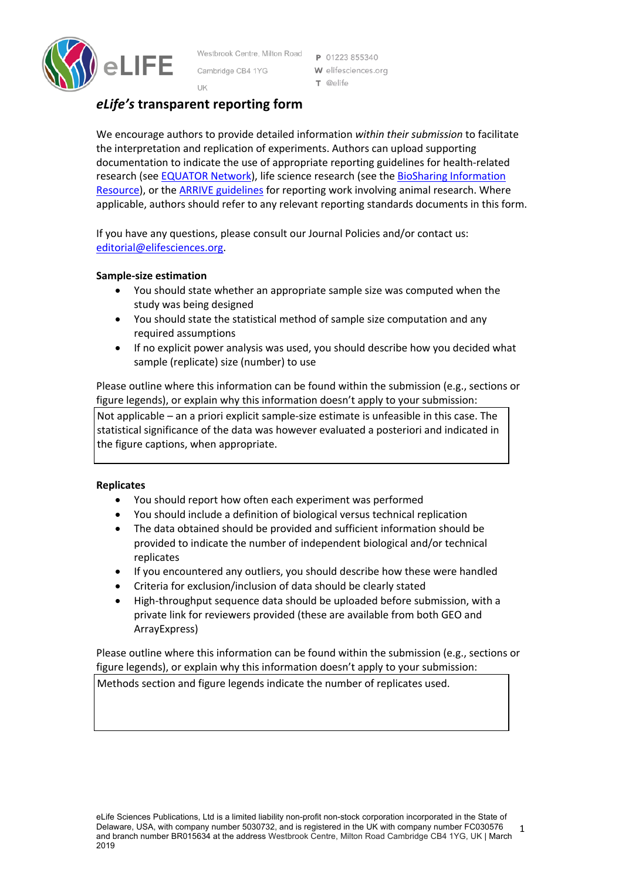Westbrook Centre, Milton Road
Cambridge CB4 1YG
UK

**P** 01223 855340
**W** elifesciences.org
**T** @elife

# *eLife's* transparent reporting form

We encourage authors to provide detailed information *within their submission* to facilitate the interpretation and replication of experiments. Authors can upload supporting documentation to indicate the use of appropriate reporting guidelines for health-related research (see EQUATOR Network), life science research (see the BioSharing Information Resource), or the ARRIVE guidelines for reporting work involving animal research. Where applicable, authors should refer to any relevant reporting standards documents in this form.

If you have any questions, please consult our Journal Policies and/or contact us: editorial@elifesciences.org.

### Sample-size estimation

- You should state whether an appropriate sample size was computed when the study was being designed
- You should state the statistical method of sample size computation and any required assumptions
- If no explicit power analysis was used, you should describe how you decided what sample (replicate) size (number) to use

Please outline where this information can be found within the submission (e.g., sections or figure legends), or explain why this information doesn't apply to your submission:

Not applicable – an a priori explicit sample-size estimate is unfeasible in this case. The statistical significance of the data was however evaluated a posteriori and indicated in the figure captions, when appropriate.

### Replicates

- You should report how often each experiment was performed
- You should include a definition of biological versus technical replication
- The data obtained should be provided and sufficient information should be provided to indicate the number of independent biological and/or technical replicates
- If you encountered any outliers, you should describe how these were handled
- Criteria for exclusion/inclusion of data should be clearly stated
- High-throughput sequence data should be uploaded before submission, with a private link for reviewers provided (these are available from both GEO and ArrayExpress)

Please outline where this information can be found within the submission (e.g., sections or figure legends), or explain why this information doesn't apply to your submission:

Methods section and figure legends indicate the number of replicates used.

eLife Sciences Publications, Ltd is a limited liability non-profit non-stock corporation incorporated in the State of Delaware, USA, with company number 5030732, and is registered in the UK with company number FC030576 and branch number BR015634 at the address Westbrook Centre, Milton Road Cambridge CB4 1YG, UK | March 2019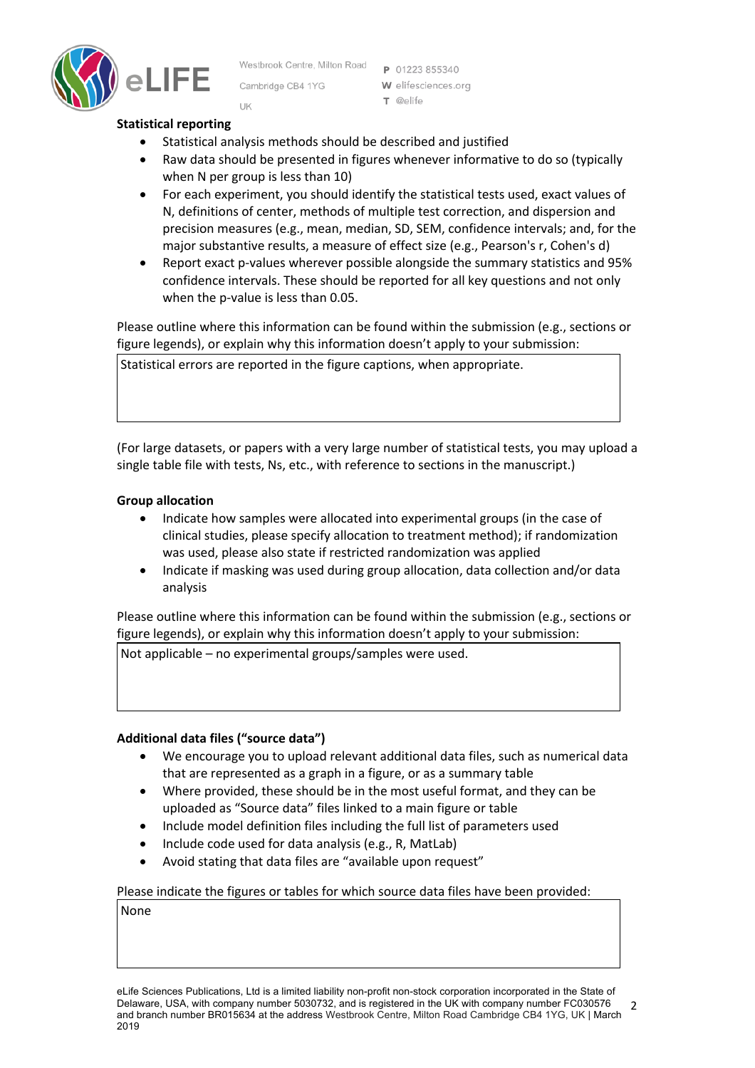**Statistical reporting**

- Statistical analysis methods should be described and justified
- Raw data should be presented in figures whenever informative to do so (typically when N per group is less than 10)
- For each experiment, you should identify the statistical tests used, exact values of N, definitions of center, methods of multiple test correction, and dispersion and precision measures (e.g., mean, median, SD, SEM, confidence intervals; and, for the major substantive results, a measure of effect size (e.g., Pearson's r, Cohen's d)
- Report exact p-values wherever possible alongside the summary statistics and 95% confidence intervals. These should be reported for all key questions and not only when the p-value is less than 0.05.

Please outline where this information can be found within the submission (e.g., sections or figure legends), or explain why this information doesn't apply to your submission:

Statistical errors are reported in the figure captions, when appropriate.

(For large datasets, or papers with a very large number of statistical tests, you may upload a single table file with tests, Ns, etc., with reference to sections in the manuscript.)

**Group allocation**

- Indicate how samples were allocated into experimental groups (in the case of clinical studies, please specify allocation to treatment method); if randomization was used, please also state if restricted randomization was applied
- Indicate if masking was used during group allocation, data collection and/or data analysis

Please outline where this information can be found within the submission (e.g., sections or figure legends), or explain why this information doesn't apply to your submission:

Not applicable – no experimental groups/samples were used.

**Additional data files ("source data")**

- We encourage you to upload relevant additional data files, such as numerical data that are represented as a graph in a figure, or as a summary table
- Where provided, these should be in the most useful format, and they can be uploaded as "Source data" files linked to a main figure or table
- Include model definition files including the full list of parameters used
- Include code used for data analysis (e.g., R, MatLab)
- Avoid stating that data files are "available upon request"

Please indicate the figures or tables for which source data files have been provided:

None